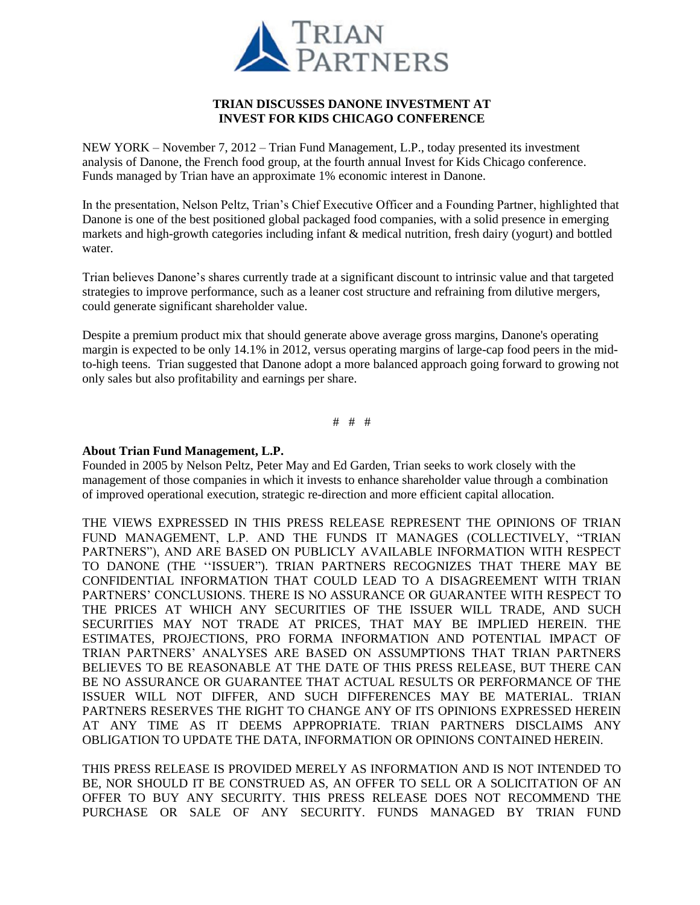# TRIAN DISCUSSES DANONE INVESTMENT AT INVEST FOR KIDS CHICAGO CONFERENCE

NEW YORK – November 7, 2012 – Trian Fund Management, L.P., today presented its investment analysis of Danone, the French food group, at the fourth annual Invest for Kids Chicago conference. Funds managed by Trian have an approximate 1% economic interest in Danone.

In the presentation, Nelson Peltz, Trian's Chief Executive Officer and a Founding Partner, highlighted that Danone is one of the best positioned global packaged food companies, with a solid presence in emerging markets and high-growth categories including infant & medical nutrition, fresh dairy (yogurt) and bottled water.

Trian believes Danone's shares currently trade at a significant discount to intrinsic value and that targeted strategies to improve performance, such as a leaner cost structure and refraining from dilutive mergers, could generate significant shareholder value.

Despite a premium product mix that should generate above average gross margins, Danone's operating margin is expected to be only 14.1% in 2012, versus operating margins of large-cap food peers in the mid-to-high teens. Trian suggested that Danone adopt a more balanced approach going forward to growing not only sales but also profitability and earnings per share.

# # #

**About Trian Fund Management, L.P.**

Founded in 2005 by Nelson Peltz, Peter May and Ed Garden, Trian seeks to work closely with the management of those companies in which it invests to enhance shareholder value through a combination of improved operational execution, strategic re-direction and more efficient capital allocation.

THE VIEWS EXPRESSED IN THIS PRESS RELEASE REPRESENT THE OPINIONS OF TRIAN FUND MANAGEMENT, L.P. AND THE FUNDS IT MANAGES (COLLECTIVELY, "TRIAN PARTNERS"), AND ARE BASED ON PUBLICLY AVAILABLE INFORMATION WITH RESPECT TO DANONE (THE ''ISSUER"). TRIAN PARTNERS RECOGNIZES THAT THERE MAY BE CONFIDENTIAL INFORMATION THAT COULD LEAD TO A DISAGREEMENT WITH TRIAN PARTNERS' CONCLUSIONS. THERE IS NO ASSURANCE OR GUARANTEE WITH RESPECT TO THE PRICES AT WHICH ANY SECURITIES OF THE ISSUER WILL TRADE, AND SUCH SECURITIES MAY NOT TRADE AT PRICES, THAT MAY BE IMPLIED HEREIN. THE ESTIMATES, PROJECTIONS, PRO FORMA INFORMATION AND POTENTIAL IMPACT OF TRIAN PARTNERS' ANALYSES ARE BASED ON ASSUMPTIONS THAT TRIAN PARTNERS BELIEVES TO BE REASONABLE AT THE DATE OF THIS PRESS RELEASE, BUT THERE CAN BE NO ASSURANCE OR GUARANTEE THAT ACTUAL RESULTS OR PERFORMANCE OF THE ISSUER WILL NOT DIFFER, AND SUCH DIFFERENCES MAY BE MATERIAL. TRIAN PARTNERS RESERVES THE RIGHT TO CHANGE ANY OF ITS OPINIONS EXPRESSED HEREIN AT ANY TIME AS IT DEEMS APPROPRIATE. TRIAN PARTNERS DISCLAIMS ANY OBLIGATION TO UPDATE THE DATA, INFORMATION OR OPINIONS CONTAINED HEREIN.

THIS PRESS RELEASE IS PROVIDED MERELY AS INFORMATION AND IS NOT INTENDED TO BE, NOR SHOULD IT BE CONSTRUED AS, AN OFFER TO SELL OR A SOLICITATION OF AN OFFER TO BUY ANY SECURITY. THIS PRESS RELEASE DOES NOT RECOMMEND THE PURCHASE OR SALE OF ANY SECURITY. FUNDS MANAGED BY TRIAN FUND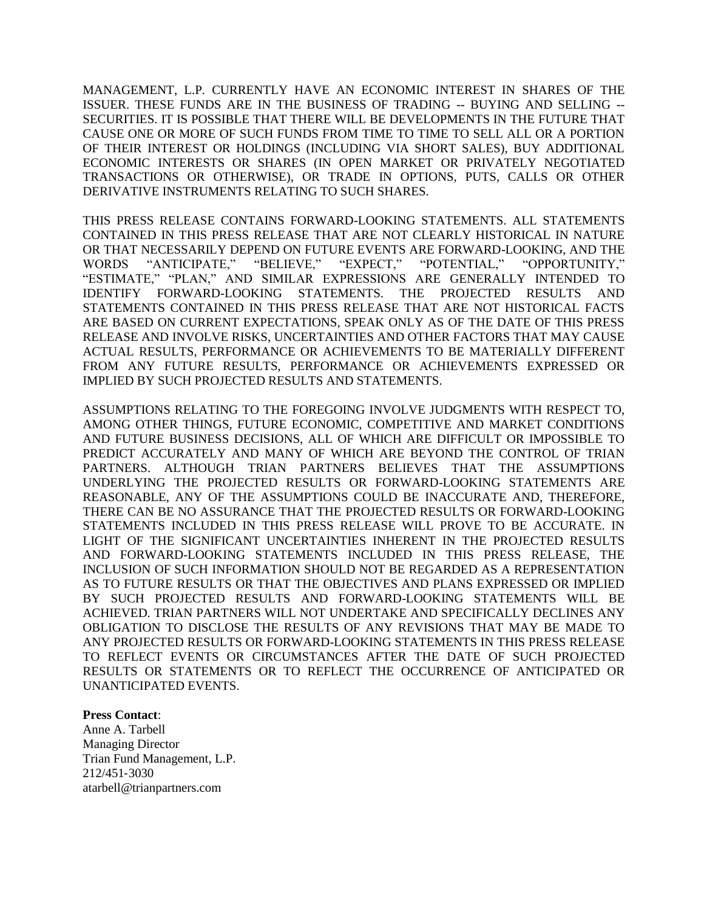MANAGEMENT, L.P. CURRENTLY HAVE AN ECONOMIC INTEREST IN SHARES OF THE ISSUER. THESE FUNDS ARE IN THE BUSINESS OF TRADING -- BUYING AND SELLING -- SECURITIES. IT IS POSSIBLE THAT THERE WILL BE DEVELOPMENTS IN THE FUTURE THAT CAUSE ONE OR MORE OF SUCH FUNDS FROM TIME TO TIME TO SELL ALL OR A PORTION OF THEIR INTEREST OR HOLDINGS (INCLUDING VIA SHORT SALES), BUY ADDITIONAL ECONOMIC INTERESTS OR SHARES (IN OPEN MARKET OR PRIVATELY NEGOTIATED TRANSACTIONS OR OTHERWISE), OR TRADE IN OPTIONS, PUTS, CALLS OR OTHER DERIVATIVE INSTRUMENTS RELATING TO SUCH SHARES.

THIS PRESS RELEASE CONTAINS FORWARD-LOOKING STATEMENTS. ALL STATEMENTS CONTAINED IN THIS PRESS RELEASE THAT ARE NOT CLEARLY HISTORICAL IN NATURE OR THAT NECESSARILY DEPEND ON FUTURE EVENTS ARE FORWARD-LOOKING, AND THE WORDS "ANTICIPATE," "BELIEVE," "EXPECT," "POTENTIAL," "OPPORTUNITY," "ESTIMATE," "PLAN," AND SIMILAR EXPRESSIONS ARE GENERALLY INTENDED TO IDENTIFY FORWARD-LOOKING STATEMENTS. THE PROJECTED RESULTS AND STATEMENTS CONTAINED IN THIS PRESS RELEASE THAT ARE NOT HISTORICAL FACTS ARE BASED ON CURRENT EXPECTATIONS, SPEAK ONLY AS OF THE DATE OF THIS PRESS RELEASE AND INVOLVE RISKS, UNCERTAINTIES AND OTHER FACTORS THAT MAY CAUSE ACTUAL RESULTS, PERFORMANCE OR ACHIEVEMENTS TO BE MATERIALLY DIFFERENT FROM ANY FUTURE RESULTS, PERFORMANCE OR ACHIEVEMENTS EXPRESSED OR IMPLIED BY SUCH PROJECTED RESULTS AND STATEMENTS.

ASSUMPTIONS RELATING TO THE FOREGOING INVOLVE JUDGMENTS WITH RESPECT TO, AMONG OTHER THINGS, FUTURE ECONOMIC, COMPETITIVE AND MARKET CONDITIONS AND FUTURE BUSINESS DECISIONS, ALL OF WHICH ARE DIFFICULT OR IMPOSSIBLE TO PREDICT ACCURATELY AND MANY OF WHICH ARE BEYOND THE CONTROL OF TRIAN PARTNERS. ALTHOUGH TRIAN PARTNERS BELIEVES THAT THE ASSUMPTIONS UNDERLYING THE PROJECTED RESULTS OR FORWARD-LOOKING STATEMENTS ARE REASONABLE, ANY OF THE ASSUMPTIONS COULD BE INACCURATE AND, THEREFORE, THERE CAN BE NO ASSURANCE THAT THE PROJECTED RESULTS OR FORWARD-LOOKING STATEMENTS INCLUDED IN THIS PRESS RELEASE WILL PROVE TO BE ACCURATE. IN LIGHT OF THE SIGNIFICANT UNCERTAINTIES INHERENT IN THE PROJECTED RESULTS AND FORWARD-LOOKING STATEMENTS INCLUDED IN THIS PRESS RELEASE, THE INCLUSION OF SUCH INFORMATION SHOULD NOT BE REGARDED AS A REPRESENTATION AS TO FUTURE RESULTS OR THAT THE OBJECTIVES AND PLANS EXPRESSED OR IMPLIED BY SUCH PROJECTED RESULTS AND FORWARD-LOOKING STATEMENTS WILL BE ACHIEVED. TRIAN PARTNERS WILL NOT UNDERTAKE AND SPECIFICALLY DECLINES ANY OBLIGATION TO DISCLOSE THE RESULTS OF ANY REVISIONS THAT MAY BE MADE TO ANY PROJECTED RESULTS OR FORWARD-LOOKING STATEMENTS IN THIS PRESS RELEASE TO REFLECT EVENTS OR CIRCUMSTANCES AFTER THE DATE OF SUCH PROJECTED RESULTS OR STATEMENTS OR TO REFLECT THE OCCURRENCE OF ANTICIPATED OR UNANTICIPATED EVENTS.

**Press Contact**:
Anne A. Tarbell
Managing Director
Trian Fund Management, L.P.
212/451-3030
atarbell@trianpartners.com